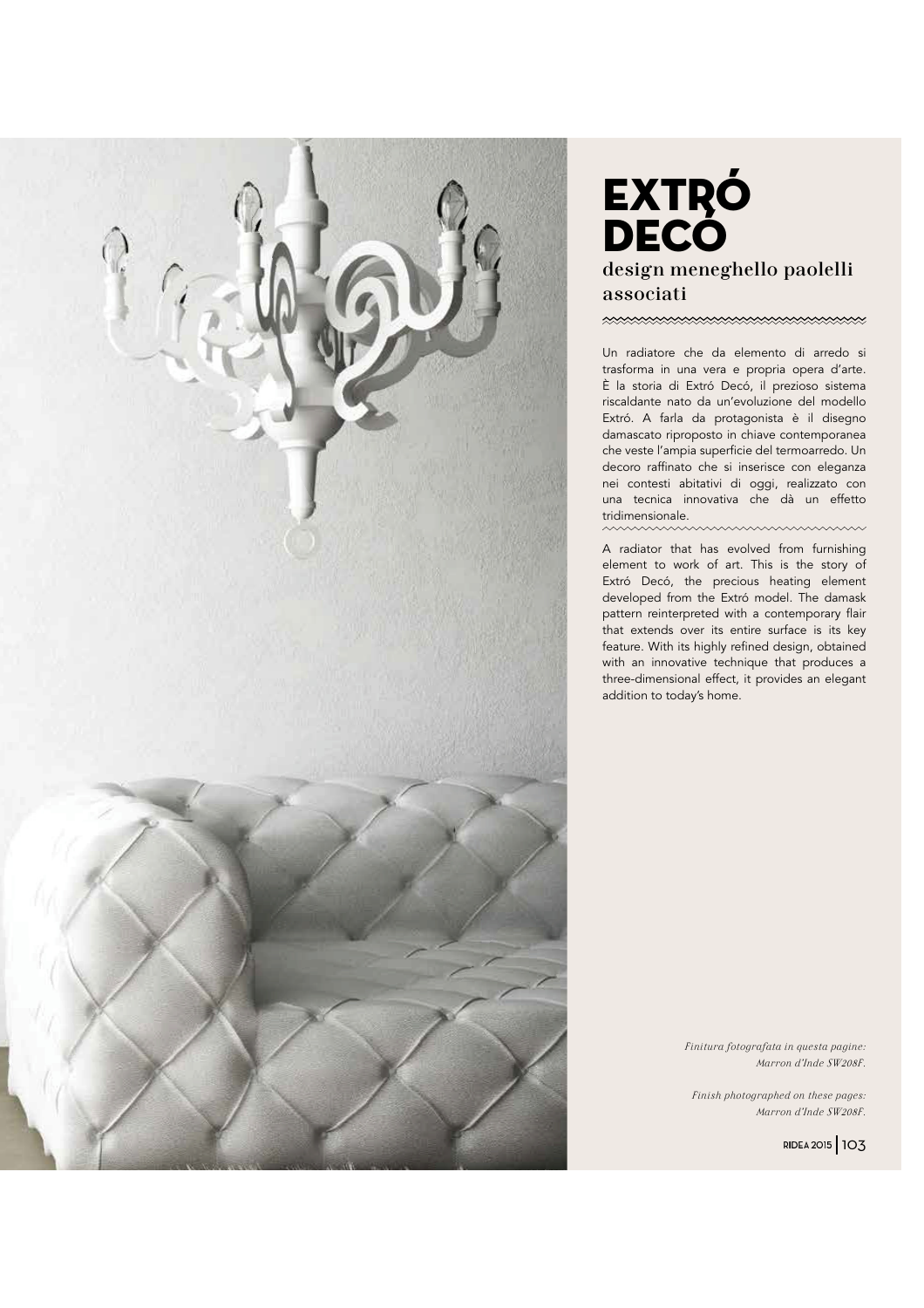# EXTRÓ DECÓ

## design meneghello paolelli associati

Un radiatore che da elemento di arredo si trasforma in una vera e propria opera d'arte. È la storia di Extró Decó, il prezioso sistema riscaldante nato da un'evoluzione del modello Extró. A farla da protagonista è il disegno damascato riproposto in chiave contemporanea che veste l'ampia superficie del termoarredo. Un decoro raffinato che si inserisce con eleganza nei contesti abitativi di oggi, realizzato con una tecnica innovativa che dà un effetto tridimensionale.

A radiator that has evolved from furnishing element to work of art. This is the story of Extró Decó, the precious heating element developed from the Extró model. The damask pattern reinterpreted with a contemporary flair that extends over its entire surface is its key feature. With its highly refined design, obtained with an innovative technique that produces a three-dimensional effect, it provides an elegant addition to today's home.

*Finitura fotografata in questa pagine: Marron d'Inde SW208F.*

*Finish photographed on these pages: Marron d'Inde SW208F.*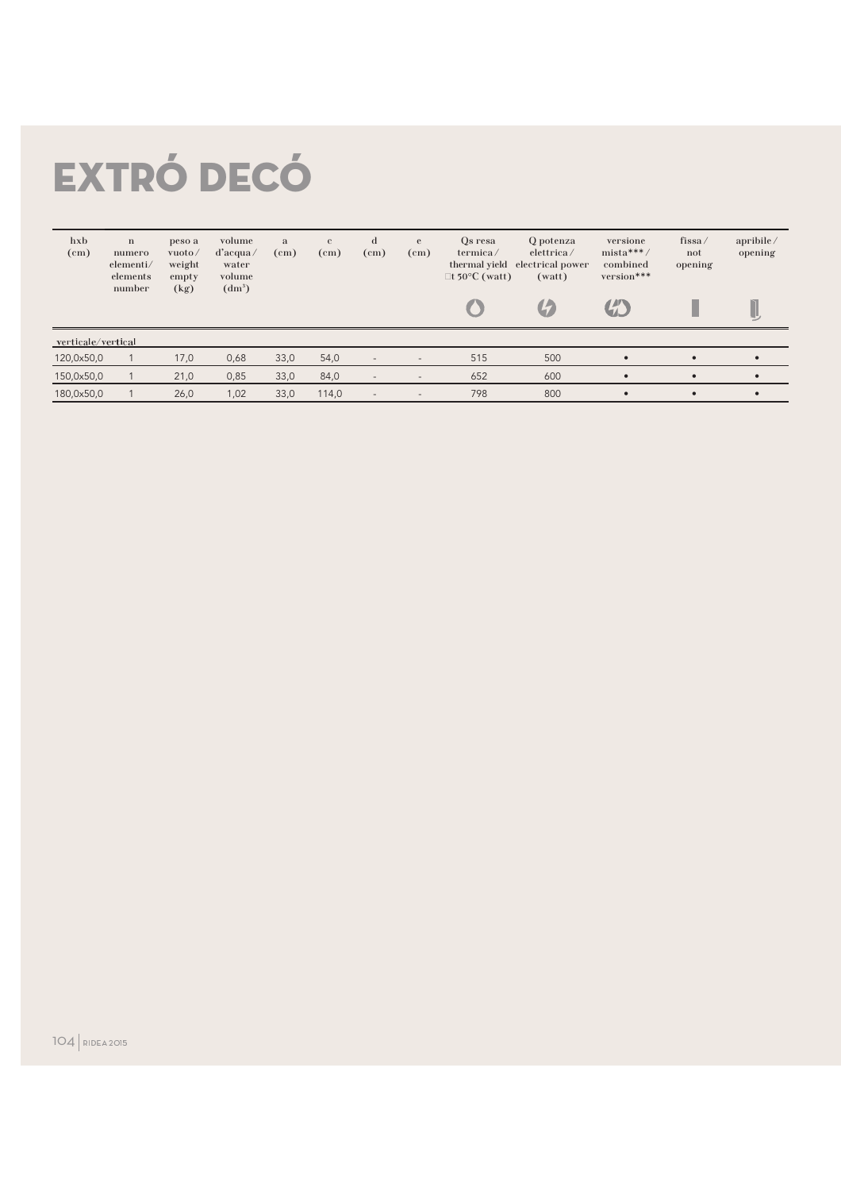# EXTRÓ DECÓ

| hxb (cm) | n numero elementi/ elements number | peso a vuoto / weight empty (kg) | volume d'acqua / water volume (dm³) | a (cm) | c (cm) | d (cm) | e (cm) | Qs resa termica / thermal yield Δt 50°C (watt) | Q potenza elettrica / electrical power (watt) | versione mista*** / combined version*** | fissa / not opening | apribile / opening |
|---|---|---|---|---|---|---|---|---|---|---|---|---|
| verticale/vertical | | | | | | | | | | | | |
| 120,0x50,0 | 1 | 17,0 | 0,68 | 33,0 | 54,0 | - | - | 515 | 500 | • | • | • |
| 150,0x50,0 | 1 | 21,0 | 0,85 | 33,0 | 84,0 | - | - | 652 | 600 | • | • | • |
| 180,0x50,0 | 1 | 26,0 | 1,02 | 33,0 | 114,0 | - | - | 798 | 800 | • | • | • |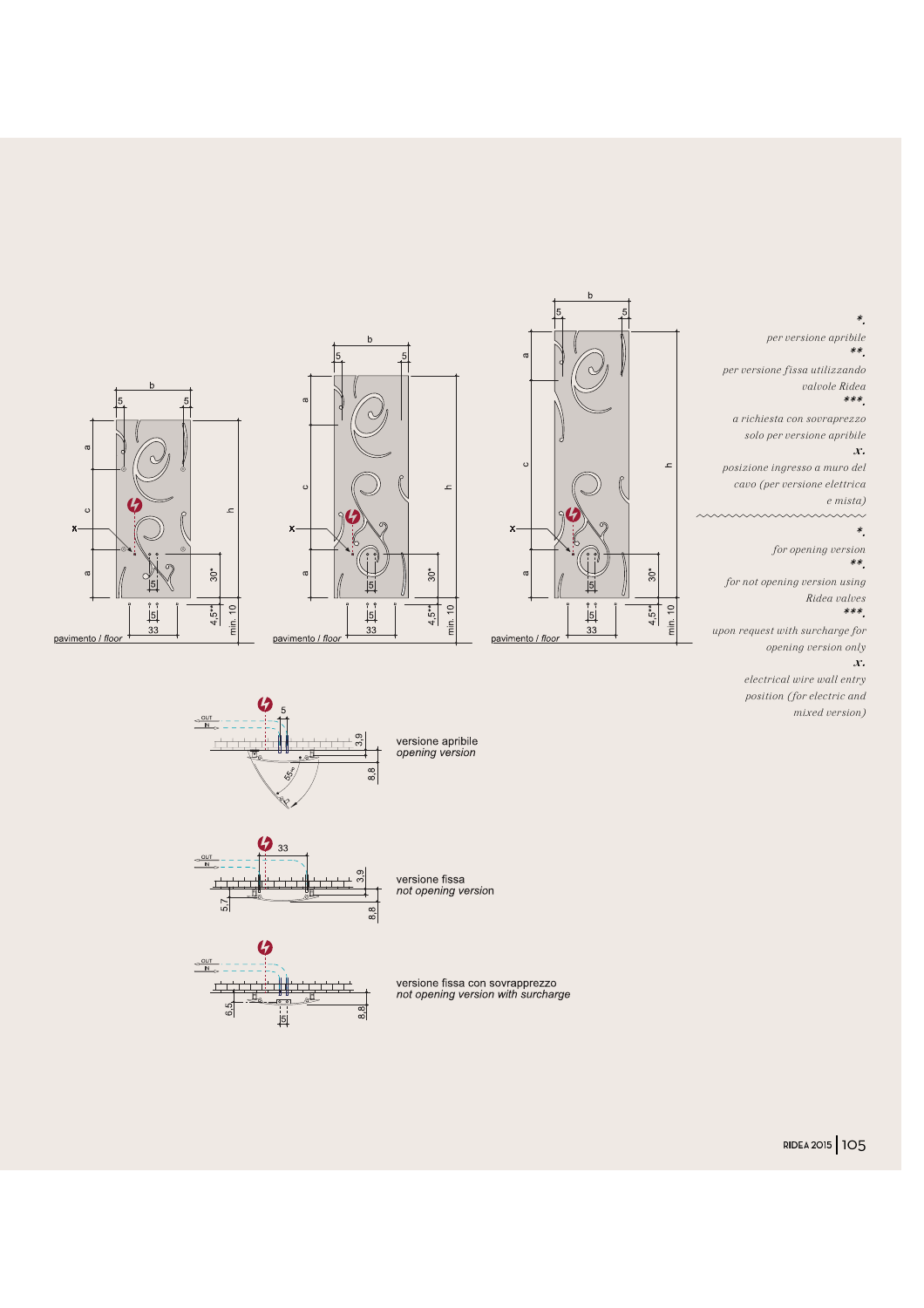b
5 5
a
c
a
h
x
30*
4,5**
min. 10
5
33
pavimento / *floor*

b
5 5
a
c
a
h
x
30*
4,5**
min. 10
5
33
pavimento / *floor*

b
5 5
a
c
a
h
x
30*
4,5**
min. 10
5
33
pavimento / *floor*

OUT
IN
5
3,9
8,8
55°
7

versione apribile
*opening version*

OUT
IN
33
3,9
5,7
8,8

versione fissa
*not opening version*

OUT
IN
6,5
5
8,8

versione fissa con sovrapprezzo
*not opening version with surcharge*

***.**
*per versione apribile*
****.**
*per versione fissa utilizzando valvole Ridea*
*****.**
*a richiesta con sovraprezzo solo per versione apribile*
***x.***
*posizione ingresso a muro del cavo (per versione elettrica e mista)*

***.**
*for opening version*
****.**
*for not opening version using Ridea valves*
*****.**
*upon request with surcharge for opening version only*
***x.***
*electrical wire wall entry position (for electric and mixed version)*